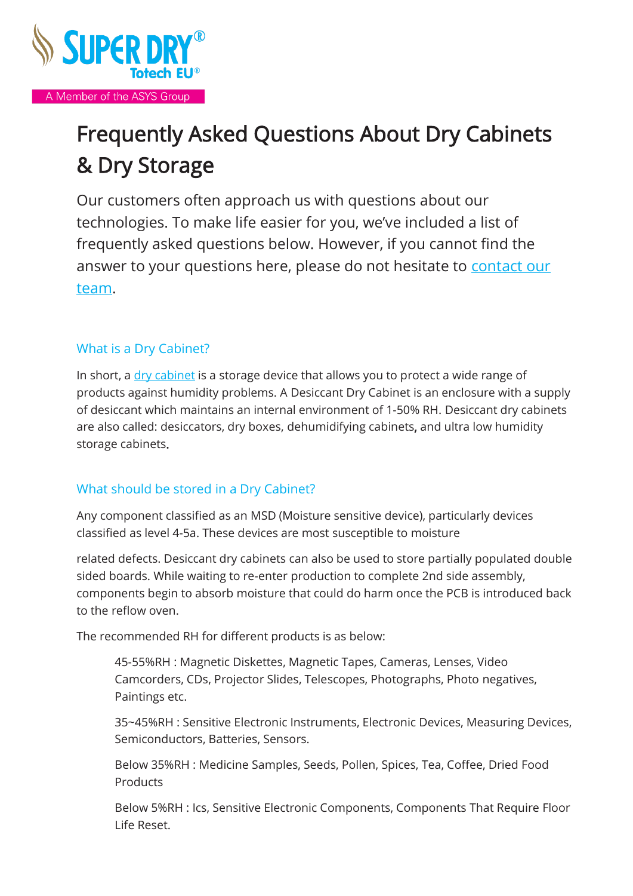SUPER DRY®
Totech EU®
A Member of the ASYS Group

# Frequently Asked Questions About Dry Cabinets & Dry Storage

Our customers often approach us with questions about our technologies. To make life easier for you, we've included a list of frequently asked questions below. However, if you cannot find the answer to your questions here, please do not hesitate to contact our team.

## What is a Dry Cabinet?

In short, a dry cabinet is a storage device that allows you to protect a wide range of products against humidity problems. A Desiccant Dry Cabinet is an enclosure with a supply of desiccant which maintains an internal environment of 1-50% RH. Desiccant dry cabinets are also called: desiccators, dry boxes, dehumidifying cabinets, and ultra low humidity storage cabinets.

## What should be stored in a Dry Cabinet?

Any component classified as an MSD (Moisture sensitive device), particularly devices classified as level 4-5a. These devices are most susceptible to moisture

related defects. Desiccant dry cabinets can also be used to store partially populated double sided boards. While waiting to re-enter production to complete 2nd side assembly, components begin to absorb moisture that could do harm once the PCB is introduced back to the reflow oven.

The recommended RH for different products is as below:

> 45-55%RH : Magnetic Diskettes, Magnetic Tapes, Cameras, Lenses, Video Camcorders, CDs, Projector Slides, Telescopes, Photographs, Photo negatives, Paintings etc.
>
> 35~45%RH : Sensitive Electronic Instruments, Electronic Devices, Measuring Devices, Semiconductors, Batteries, Sensors.
>
> Below 35%RH : Medicine Samples, Seeds, Pollen, Spices, Tea, Coffee, Dried Food Products
>
> Below 5%RH : Ics, Sensitive Electronic Components, Components That Require Floor Life Reset.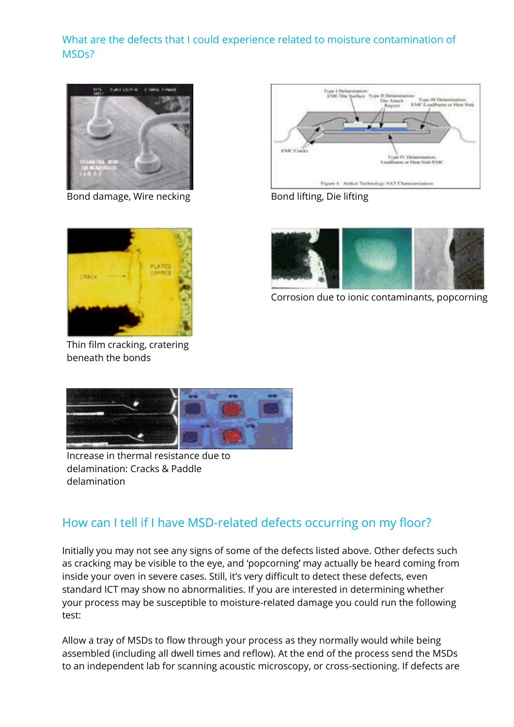## What are the defects that I could experience related to moisture contamination of MSDs?

Bond damage, Wire necking

Bond lifting, Die lifting

Thin film cracking, cratering beneath the bonds

Corrosion due to ionic contaminants, popcorning

Increase in thermal resistance due to delamination: Cracks & Paddle delamination

## How can I tell if I have MSD-related defects occurring on my floor?

Initially you may not see any signs of some of the defects listed above. Other defects such as cracking may be visible to the eye, and 'popcorning' may actually be heard coming from inside your oven in severe cases. Still, it's very difficult to detect these defects, even standard ICT may show no abnormalities. If you are interested in determining whether your process may be susceptible to moisture-related damage you could run the following test:

Allow a tray of MSDs to flow through your process as they normally would while being assembled (including all dwell times and reflow). At the end of the process send the MSDs to an independent lab for scanning acoustic microscopy, or cross-sectioning. If defects are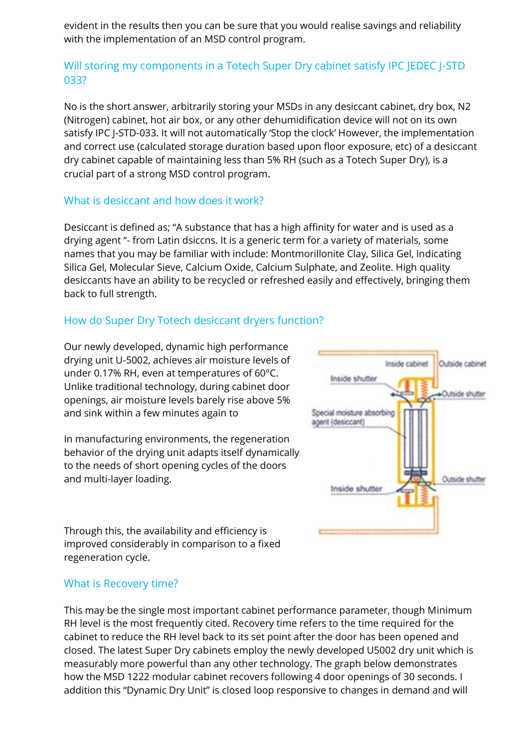evident in the results then you can be sure that you would realise savings and reliability with the implementation of an MSD control program.

## Will storing my components in a Totech Super Dry cabinet satisfy IPC JEDEC J-STD 033?

No is the short answer, arbitrarily storing your MSDs in any desiccant cabinet, dry box, N2 (Nitrogen) cabinet, hot air box, or any other dehumidification device will not on its own satisfy IPC J-STD-033. It will not automatically 'Stop the clock' However, the implementation and correct use (calculated storage duration based upon floor exposure, etc) of a desiccant dry cabinet capable of maintaining less than 5% RH (such as a Totech Super Dry), is a crucial part of a strong MSD control program.

## What is desiccant and how does it work?

Desiccant is defined as; "A substance that has a high affinity for water and is used as a drying agent "- from Latin dsiccns. It is a generic term for a variety of materials, some names that you may be familiar with include: Montmorillonite Clay, Silica Gel, Indicating Silica Gel, Molecular Sieve, Calcium Oxide, Calcium Sulphate, and Zeolite. High quality desiccants have an ability to be recycled or refreshed easily and effectively, bringing them back to full strength.

## How do Super Dry Totech desiccant dryers function?

Our newly developed, dynamic high performance drying unit U-5002, achieves air moisture levels of under 0.17% RH, even at temperatures of 60°C. Unlike traditional technology, during cabinet door openings, air moisture levels barely rise above 5% and sink within a few minutes again to

In manufacturing environments, the regeneration behavior of the drying unit adapts itself dynamically to the needs of short opening cycles of the doors and multi-layer loading.

Through this, the availability and efficiency is improved considerably in comparison to a fixed regeneration cycle.

Inside cabinet | Outside cabinet | Inside shutter | Outside shutter | Special moisture absorbing agent (desiccant) | Outside shutter | Inside shutter

## What is Recovery time?

This may be the single most important cabinet performance parameter, though Minimum RH level is the most frequently cited. Recovery time refers to the time required for the cabinet to reduce the RH level back to its set point after the door has been opened and closed. The latest Super Dry cabinets employ the newly developed U5002 dry unit which is measurably more powerful than any other technology. The graph below demonstrates how the MSD 1222 modular cabinet recovers following 4 door openings of 30 seconds. I addition this "Dynamic Dry Unit" is closed loop responsive to changes in demand and will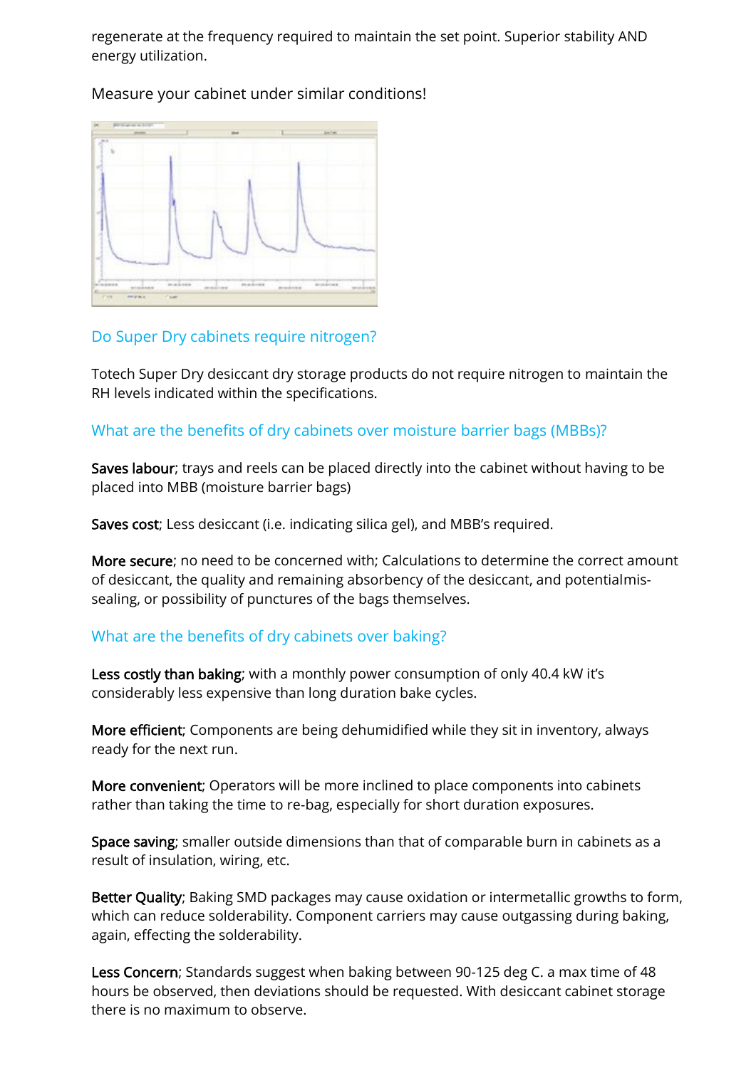regenerate at the frequency required to maintain the set point. Superior stability AND energy utilization.

Measure your cabinet under similar conditions!

## Do Super Dry cabinets require nitrogen?

Totech Super Dry desiccant dry storage products do not require nitrogen to maintain the RH levels indicated within the specifications.

## What are the benefits of dry cabinets over moisture barrier bags (MBBs)?

**Saves labour**; trays and reels can be placed directly into the cabinet without having to be placed into MBB (moisture barrier bags)

**Saves cost**; Less desiccant (i.e. indicating silica gel), and MBB's required.

**More secure**; no need to be concerned with; Calculations to determine the correct amount of desiccant, the quality and remaining absorbency of the desiccant, and potentialmis-sealing, or possibility of punctures of the bags themselves.

## What are the benefits of dry cabinets over baking?

**Less costly than baking**; with a monthly power consumption of only 40.4 kW it's considerably less expensive than long duration bake cycles.

**More efficient**; Components are being dehumidified while they sit in inventory, always ready for the next run.

**More convenient**; Operators will be more inclined to place components into cabinets rather than taking the time to re-bag, especially for short duration exposures.

**Space saving**; smaller outside dimensions than that of comparable burn in cabinets as a result of insulation, wiring, etc.

**Better Quality**; Baking SMD packages may cause oxidation or intermetallic growths to form, which can reduce solderability. Component carriers may cause outgassing during baking, again, effecting the solderability.

**Less Concern**; Standards suggest when baking between 90-125 deg C. a max time of 48 hours be observed, then deviations should be requested. With desiccant cabinet storage there is no maximum to observe.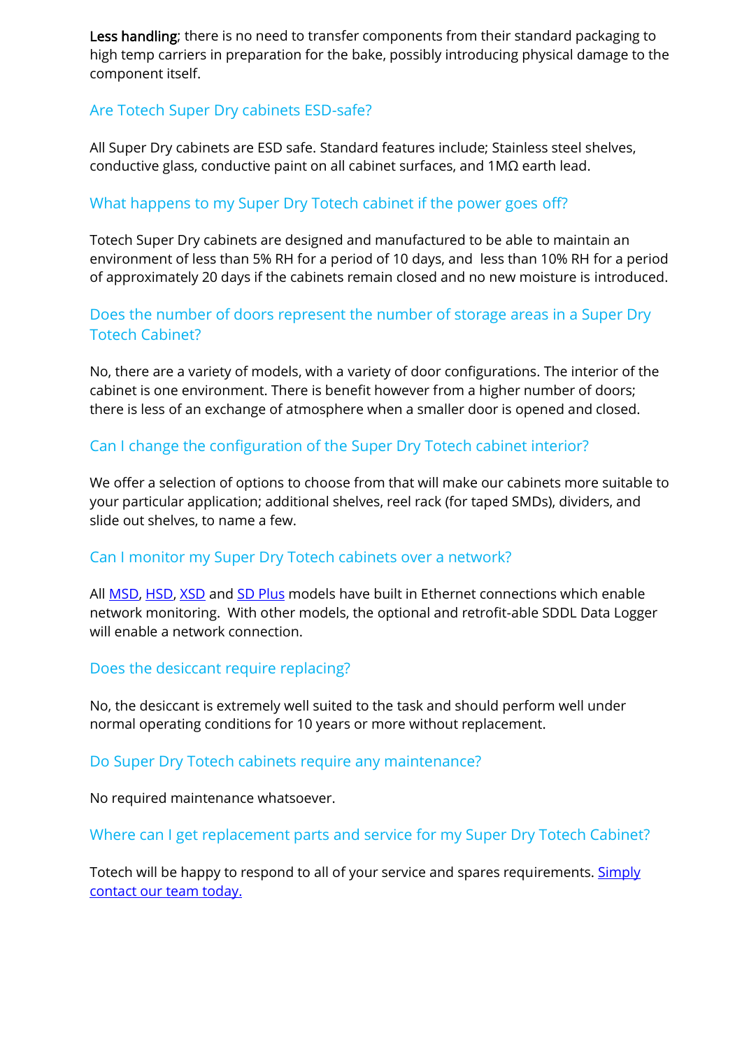**Less handling**; there is no need to transfer components from their standard packaging to high temp carriers in preparation for the bake, possibly introducing physical damage to the component itself.

### Are Totech Super Dry cabinets ESD-safe?

All Super Dry cabinets are ESD safe. Standard features include; Stainless steel shelves, conductive glass, conductive paint on all cabinet surfaces, and 1MΩ earth lead.

### What happens to my Super Dry Totech cabinet if the power goes off?

Totech Super Dry cabinets are designed and manufactured to be able to maintain an environment of less than 5% RH for a period of 10 days, and less than 10% RH for a period of approximately 20 days if the cabinets remain closed and no new moisture is introduced.

### Does the number of doors represent the number of storage areas in a Super Dry Totech Cabinet?

No, there are a variety of models, with a variety of door configurations. The interior of the cabinet is one environment. There is benefit however from a higher number of doors; there is less of an exchange of atmosphere when a smaller door is opened and closed.

### Can I change the configuration of the Super Dry Totech cabinet interior?

We offer a selection of options to choose from that will make our cabinets more suitable to your particular application; additional shelves, reel rack (for taped SMDs), dividers, and slide out shelves, to name a few.

### Can I monitor my Super Dry Totech cabinets over a network?

All MSD, HSD, XSD and SD Plus models have built in Ethernet connections which enable network monitoring. With other models, the optional and retrofit-able SDDL Data Logger will enable a network connection.

### Does the desiccant require replacing?

No, the desiccant is extremely well suited to the task and should perform well under normal operating conditions for 10 years or more without replacement.

### Do Super Dry Totech cabinets require any maintenance?

No required maintenance whatsoever.

### Where can I get replacement parts and service for my Super Dry Totech Cabinet?

Totech will be happy to respond to all of your service and spares requirements. Simply contact our team today.